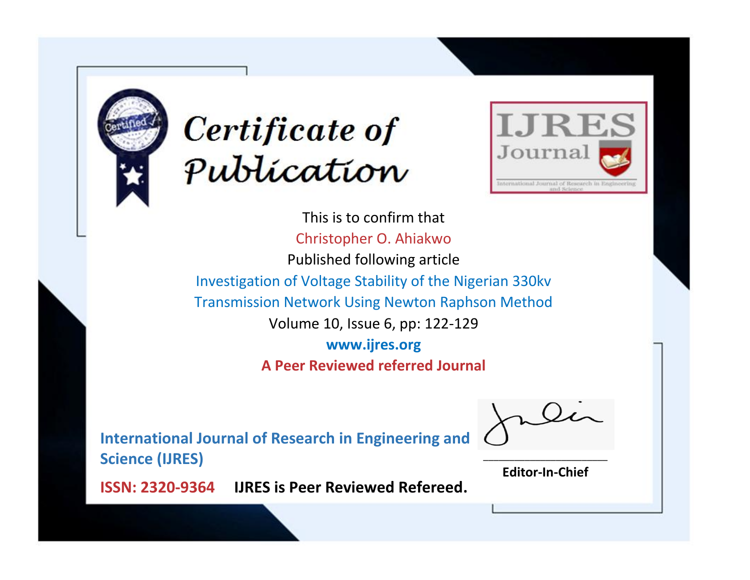# Certificate of Publication

IJRES Journal

International Journal of Research in Engineering and Science

This is to confirm that

Christopher O. Ahiakwo

Published following article

Investigation of Voltage Stability of the Nigerian 330kv Transmission Network Using Newton Raphson Method

Volume 10, Issue 6, pp: 122-129

**www.ijres.org**

**A Peer Reviewed referred Journal**

**International Journal of Research in Engineering and Science (IJRES)**

**ISSN: 2320-9364** **IJRES is Peer Reviewed Refereed.**

**Editor-In-Chief**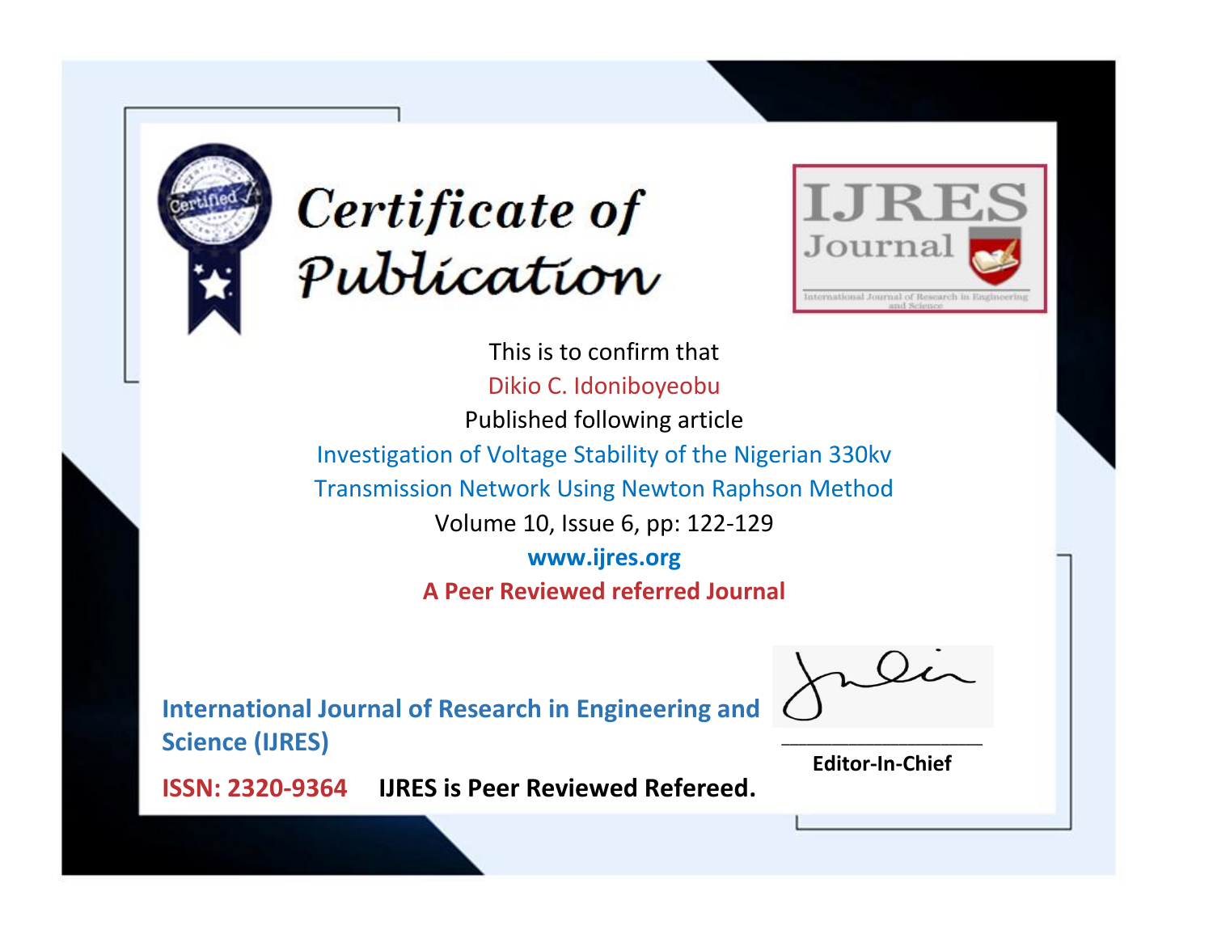# Certificate of Publication

IJRES Journal

International Journal of Research in Engineering and Science

This is to confirm that

Dikio C. Idoniboyeobu

Published following article

Investigation of Voltage Stability of the Nigerian 330kv Transmission Network Using Newton Raphson Method

Volume 10, Issue 6, pp: 122-129

**www.ijres.org**

**A Peer Reviewed referred Journal**

**International Journal of Research in Engineering and Science (IJRES)**

**ISSN: 2320-9364** **IJRES is Peer Reviewed Refereed.**

**Editor-In-Chief**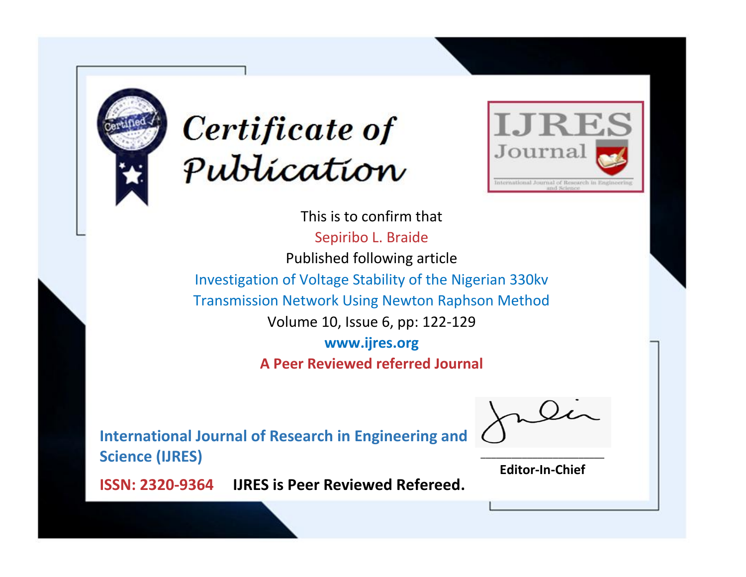# Certificate of Publication

**IJRES Journal**

International Journal of Research in Engineering and Science

This is to confirm that

Sepiribo L. Braide

Published following article

Investigation of Voltage Stability of the Nigerian 330kv Transmission Network Using Newton Raphson Method

Volume 10, Issue 6, pp: 122-129

**www.ijres.org**

**A Peer Reviewed referred Journal**

**International Journal of Research in Engineering and Science (IJRES)**

**ISSN: 2320-9364** **IJRES is Peer Reviewed Refereed.**

**Editor-In-Chief**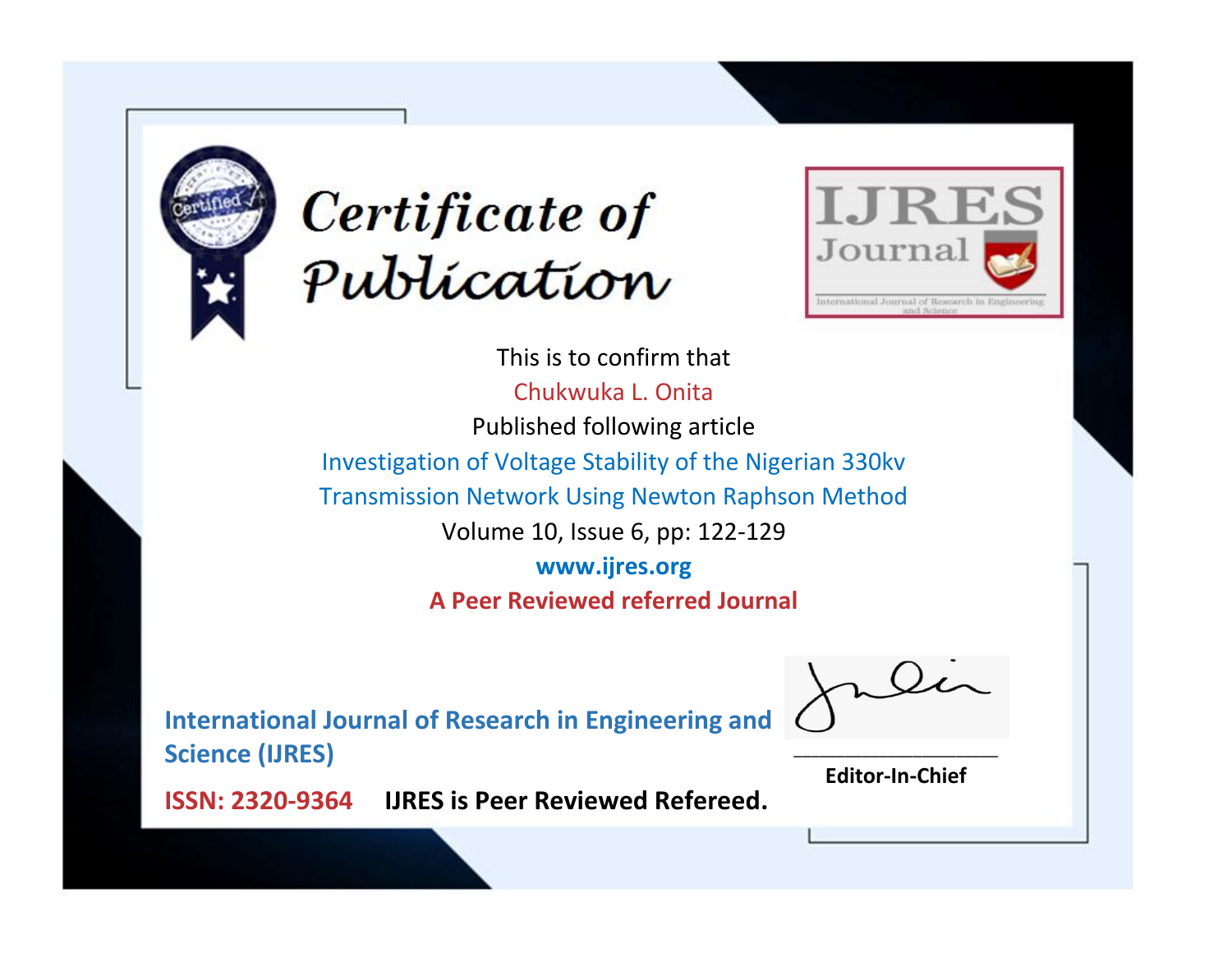# Certificate of Publication

This is to confirm that

Chukwuka L. Onita

Published following article

Investigation of Voltage Stability of the Nigerian 330kv Transmission Network Using Newton Raphson Method

Volume 10, Issue 6, pp: 122-129

**www.ijres.org**

**A Peer Reviewed referred Journal**

**International Journal of Research in Engineering and Science (IJRES)**

**ISSN: 2320-9364** **IJRES is Peer Reviewed Refereed.**

**Editor-In-Chief**